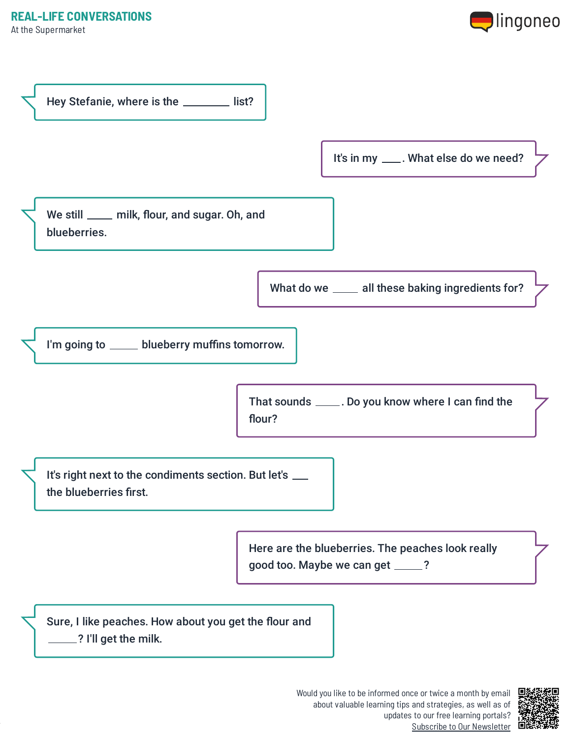## REAL-LIFE CONVERSATIONS

At the Supermarket

Hey Stefanie, where is the ________ list?

It's in my ____. What else do we need?

We still _____ milk, flour, and sugar. Oh, and blueberries.

What do we _____ all these baking ingredients for?

I'm going to _____ blueberry muffins tomorrow.

That sounds _____. Do you know where I can find the flour?

It's right next to the condiments section. But let's ___ the blueberries first.

Here are the blueberries. The peaches look really good too. Maybe we can get _____?

Sure, I like peaches. How about you get the flour and _____? I'll get the milk.

Would you like to be informed once or twice a month by email about valuable learning tips and strategies, as well as of updates to our free learning portals? Subscribe to Our Newsletter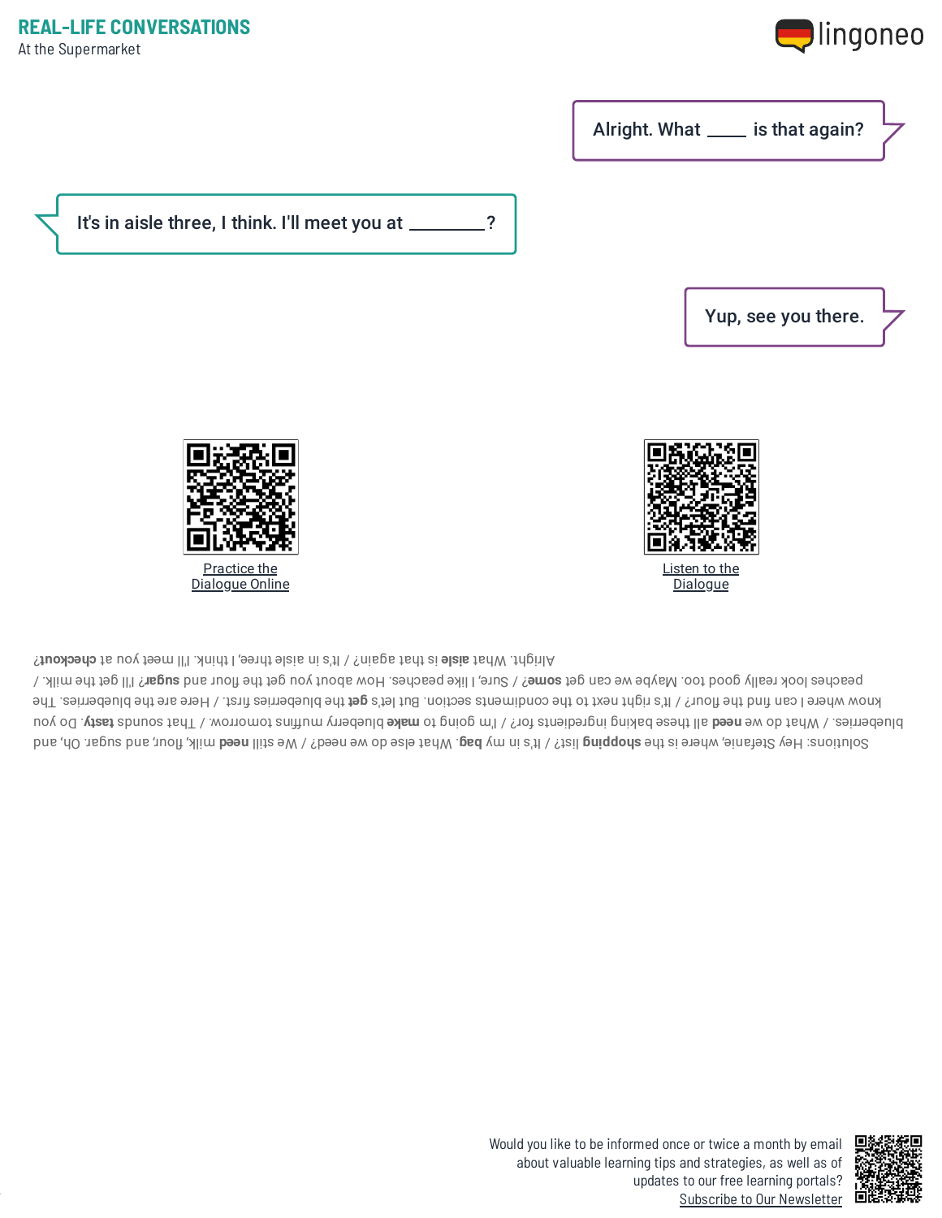Alright. What ____ is that again?

It's in aisle three, I think. I'll meet you at ________?

Yup, see you there.

Practice the Dialogue Online

Listen to the Dialogue

Solutions: Hey Stefanie, where is the **shopping** list? / It's in my **bag**. What else do we need? / We still **need** milk, flour, and sugar. Oh, and blueberries. / What do we **need** all these baking ingredients for? / I'm going to **make** blueberry muffins tomorrow. / That sounds **tasty**. Do you know where I can find the flour? / It's right next to the condiments section. But let's **get** the blueberries first. / Here are the blueberries. The peaches look really good too. Maybe we can get **some**? / Sure, I like peaches. How about you get the flour and **sugar**? I'll get the milk. / Alright. What **aisle** is that again? / It's in aisle three, I think. I'll meet you at **checkout**?

Would you like to be informed once or twice a month by email about valuable learning tips and strategies, as well as of updates to our free learning portals? Subscribe to Our Newsletter